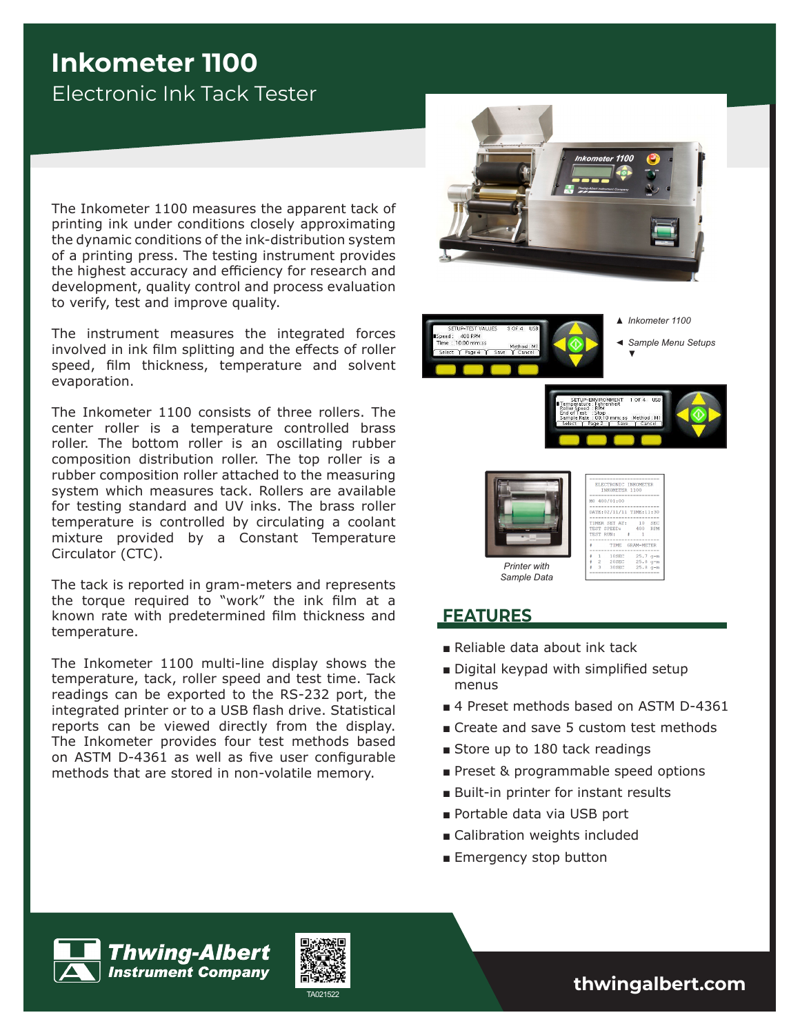# Inkometer 1100

## Electronic Ink Tack Tester

The Inkometer 1100 measures the apparent tack of printing ink under conditions closely approximating the dynamic conditions of the ink-distribution system of a printing press. The testing instrument provides the highest accuracy and efficiency for research and development, quality control and process evaluation to verify, test and improve quality.

The instrument measures the integrated forces involved in ink film splitting and the effects of roller speed, film thickness, temperature and solvent evaporation.

The Inkometer 1100 consists of three rollers. The center roller is a temperature controlled brass roller. The bottom roller is an oscillating rubber composition distribution roller. The top roller is a rubber composition roller attached to the measuring system which measures tack. Rollers are available for testing standard and UV inks. The brass roller temperature is controlled by circulating a coolant mixture provided by a Constant Temperature Circulator (CTC).

The tack is reported in gram-meters and represents the torque required to "work" the ink film at a known rate with predetermined film thickness and temperature.

The Inkometer 1100 multi-line display shows the temperature, tack, roller speed and test time. Tack readings can be exported to the RS-232 port, the integrated printer or to a USB flash drive. Statistical reports can be viewed directly from the display. The Inkometer provides four test methods based on ASTM D-4361 as well as five user configurable methods that are stored in non-volatile memory.

▲ *Inkometer 1100*

◄ *Sample Menu Setups* ▼

*Printer with Sample Data*

## FEATURES

- Reliable data about ink tack
- Digital keypad with simplified setup menus
- 4 Preset methods based on ASTM D-4361
- Create and save 5 custom test methods
- Store up to 180 tack readings
- Preset & programmable speed options
- Built-in printer for instant results
- Portable data via USB port
- Calibration weights included
- Emergency stop button

**Thwing-Albert Instrument Company**

TA021522

**thwingalbert.com**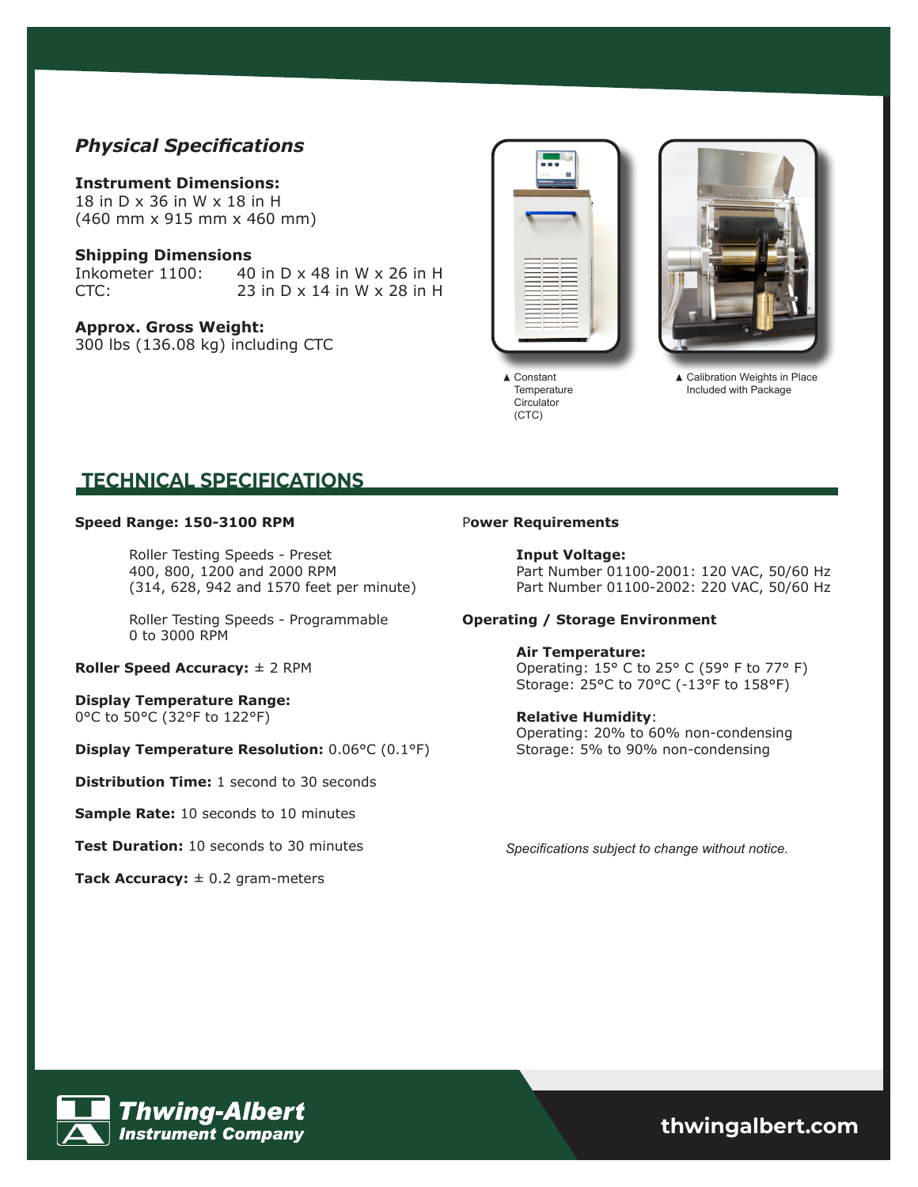## *Physical Specifications*

**Instrument Dimensions:**
18 in D x 36 in W x 18 in H
(460 mm x 915 mm x 460 mm)

**Shipping Dimensions**

| | |
|---|---|
| Inkometer 1100: | 40 in D x 48 in W x 26 in H |
| CTC: | 23 in D x 14 in W x 28 in H |

**Approx. Gross Weight:**
300 lbs (136.08 kg) including CTC

▲ Constant Temperature Circulator (CTC)

▲ Calibration Weights in Place Included with Package

## TECHNICAL SPECIFICATIONS

**Speed Range: 150-3100 RPM**

Roller Testing Speeds - Preset
400, 800, 1200 and 2000 RPM
(314, 628, 942 and 1570 feet per minute)

Roller Testing Speeds - Programmable
0 to 3000 RPM

**Roller Speed Accuracy:** ± 2 RPM

**Display Temperature Range:**
0°C to 50°C (32°F to 122°F)

**Display Temperature Resolution:** 0.06°C (0.1°F)

**Distribution Time:** 1 second to 30 seconds

**Sample Rate:** 10 seconds to 10 minutes

**Test Duration:** 10 seconds to 30 minutes

**Tack Accuracy:** ± 0.2 gram-meters

**Power Requirements**

**Input Voltage:**
Part Number 01100-2001: 120 VAC, 50/60 Hz
Part Number 01100-2002: 220 VAC, 50/60 Hz

**Operating / Storage Environment**

**Air Temperature:**
Operating: 15° C to 25° C (59° F to 77° F)
Storage: 25°C to 70°C (-13°F to 158°F)

**Relative Humidity**:
Operating: 20% to 60% non-condensing
Storage: 5% to 90% non-condensing

*Specifications subject to change without notice.*

**Thwing-Albert Instrument Company**

**thwingalbert.com**